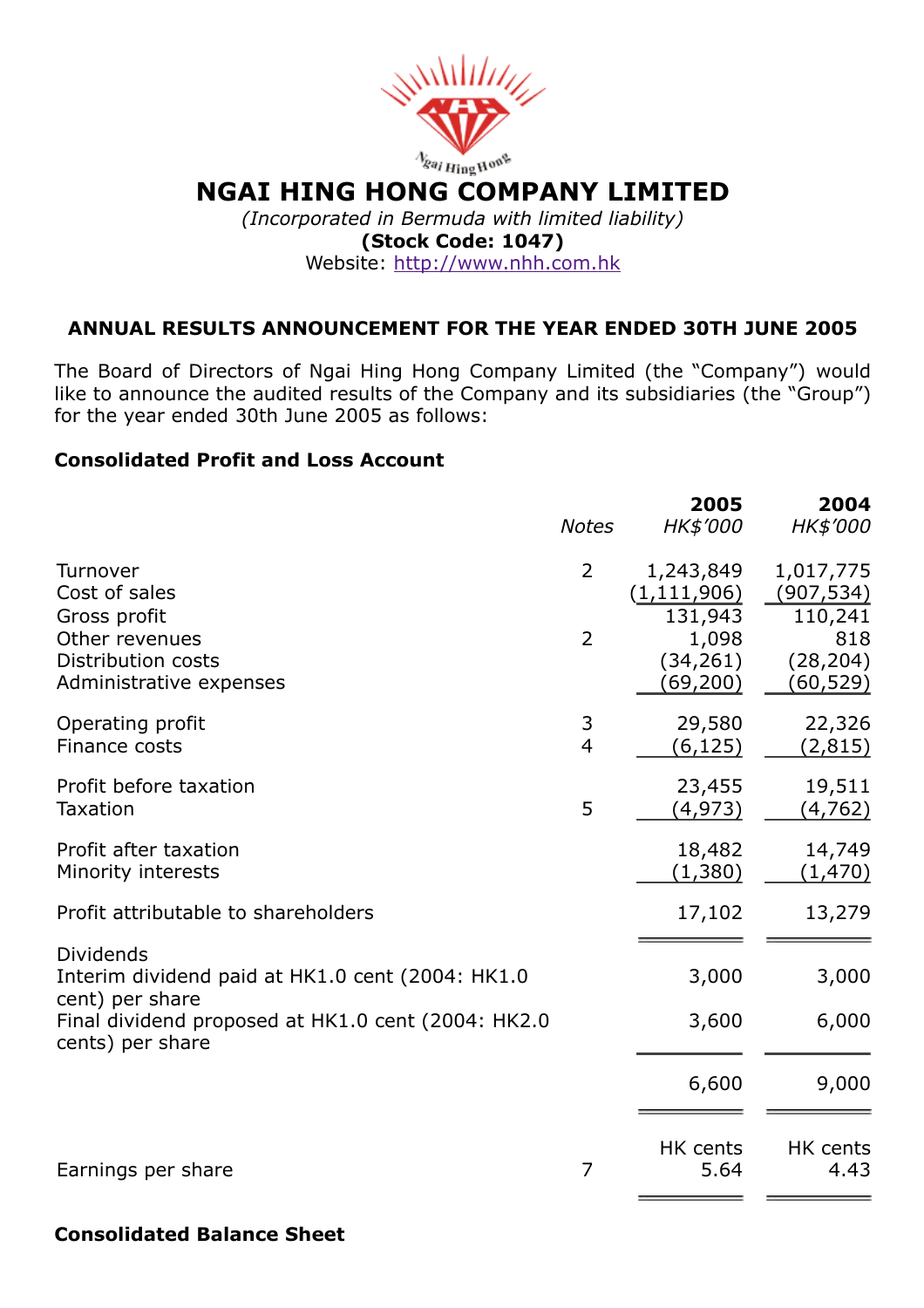# NGAI HING HONG COMPANY LIMITED

*(Incorporated in Bermuda with limited liability)*

**(Stock Code: 1047)**

Website: http://www.nhh.com.hk

## ANNUAL RESULTS ANNOUNCEMENT FOR THE YEAR ENDED 30TH JUNE 2005

The Board of Directors of Ngai Hing Hong Company Limited (the "Company") would like to announce the audited results of the Company and its subsidiaries (the "Group") for the year ended 30th June 2005 as follows:

### Consolidated Profit and Loss Account

| | Notes | 2005 HK$'000 | 2004 HK$'000 |
|---|---|---|---|
| Turnover | 2 | 1,243,849 | 1,017,775 |
| Cost of sales | | (1,111,906) | (907,534) |
| Gross profit | | 131,943 | 110,241 |
| Other revenues | 2 | 1,098 | 818 |
| Distribution costs | | (34,261) | (28,204) |
| Administrative expenses | | (69,200) | (60,529) |
| Operating profit | 3 | 29,580 | 22,326 |
| Finance costs | 4 | (6,125) | (2,815) |
| Profit before taxation | | 23,455 | 19,511 |
| Taxation | 5 | (4,973) | (4,762) |
| Profit after taxation | | 18,482 | 14,749 |
| Minority interests | | (1,380) | (1,470) |
| Profit attributable to shareholders | | 17,102 | 13,279 |
| Dividends | | | |
| Interim dividend paid at HK1.0 cent (2004: HK1.0 cent) per share | | 3,000 | 3,000 |
| Final dividend proposed at HK1.0 cent (2004: HK2.0 cents) per share | | 3,600 | 6,000 |
| | | 6,600 | 9,000 |
| | | HK cents | HK cents |
| Earnings per share | 7 | 5.64 | 4.43 |

### Consolidated Balance Sheet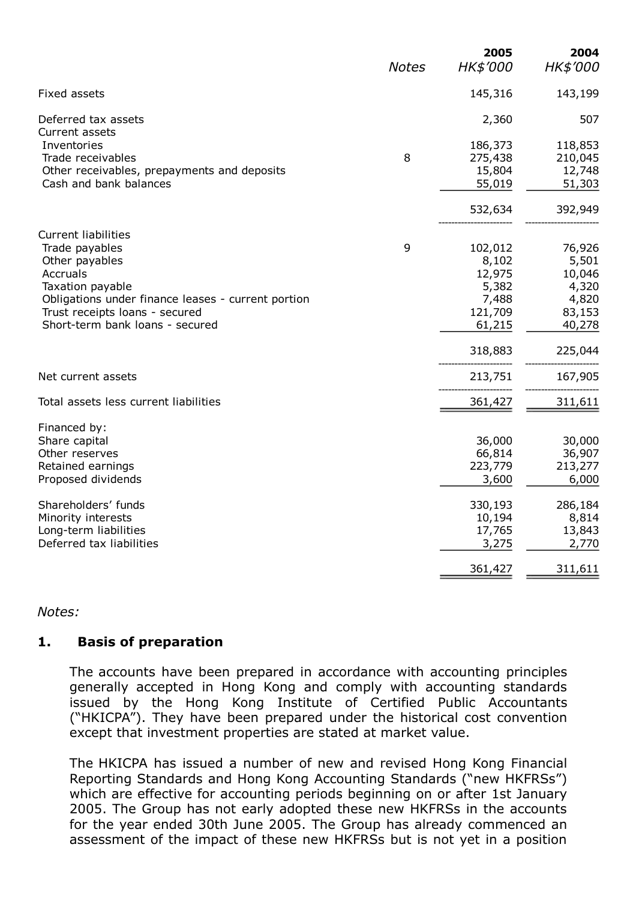| | Notes | 2005 HK$'000 | 2004 HK$'000 |
|---|---|---|---|
| Fixed assets | | 145,316 | 143,199 |
| Deferred tax assets | | 2,360 | 507 |
| Current assets | | | |
| Inventories | | 186,373 | 118,853 |
| Trade receivables | 8 | 275,438 | 210,045 |
| Other receivables, prepayments and deposits | | 15,804 | 12,748 |
| Cash and bank balances | | 55,019 | 51,303 |
| | | 532,634 | 392,949 |
| Current liabilities | | | |
| Trade payables | 9 | 102,012 | 76,926 |
| Other payables | | 8,102 | 5,501 |
| Accruals | | 12,975 | 10,046 |
| Taxation payable | | 5,382 | 4,320 |
| Obligations under finance leases - current portion | | 7,488 | 4,820 |
| Trust receipts loans - secured | | 121,709 | 83,153 |
| Short-term bank loans - secured | | 61,215 | 40,278 |
| | | 318,883 | 225,044 |
| Net current assets | | 213,751 | 167,905 |
| Total assets less current liabilities | | 361,427 | 311,611 |
| Financed by: | | | |
| Share capital | | 36,000 | 30,000 |
| Other reserves | | 66,814 | 36,907 |
| Retained earnings | | 223,779 | 213,277 |
| Proposed dividends | | 3,600 | 6,000 |
| Shareholders' funds | | 330,193 | 286,184 |
| Minority interests | | 10,194 | 8,814 |
| Long-term liabilities | | 17,765 | 13,843 |
| Deferred tax liabilities | | 3,275 | 2,770 |
| | | 361,427 | 311,611 |

*Notes:*

## 1. Basis of preparation

The accounts have been prepared in accordance with accounting principles generally accepted in Hong Kong and comply with accounting standards issued by the Hong Kong Institute of Certified Public Accountants ("HKICPA"). They have been prepared under the historical cost convention except that investment properties are stated at market value.

The HKICPA has issued a number of new and revised Hong Kong Financial Reporting Standards and Hong Kong Accounting Standards ("new HKFRSs") which are effective for accounting periods beginning on or after 1st January 2005. The Group has not early adopted these new HKFRSs in the accounts for the year ended 30th June 2005. The Group has already commenced an assessment of the impact of these new HKFRSs but is not yet in a position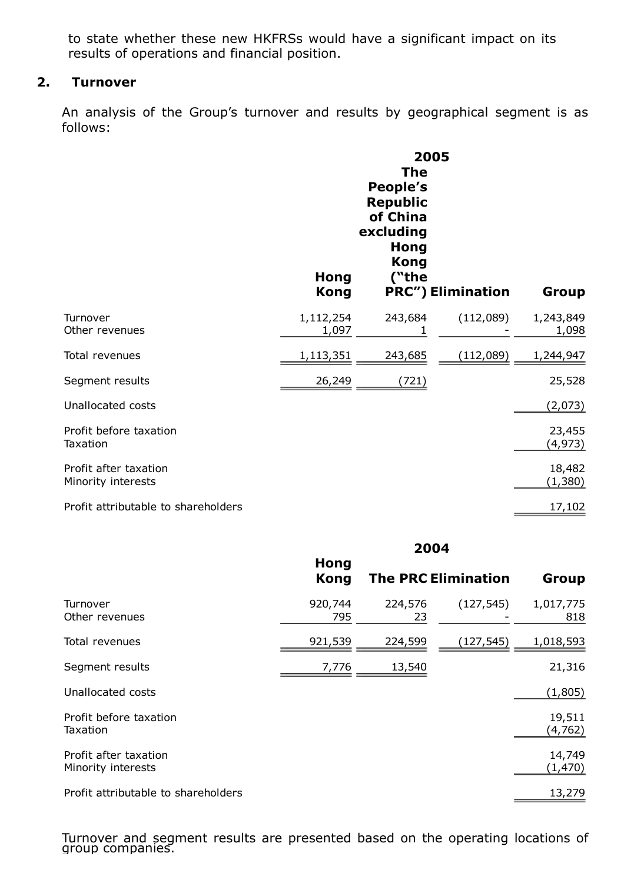to state whether these new HKFRSs would have a significant impact on its results of operations and financial position.

## 2. Turnover

An analysis of the Group's turnover and results by geographical segment is as follows:

| | 2005 | | | |
|---|---|---|---|---|
| | **Hong Kong** | **The People's Republic of China excluding Hong Kong ("the PRC")** | **Elimination** | **Group** |
| Turnover | 1,112,254 | 243,684 | (112,089) | 1,243,849 |
| Other revenues | 1,097 | 1 | - | 1,098 |
| Total revenues | 1,113,351 | 243,685 | (112,089) | 1,244,947 |
| Segment results | 26,249 | (721) | | 25,528 |
| Unallocated costs | | | | (2,073) |
| Profit before taxation | | | | 23,455 |
| Taxation | | | | (4,973) |
| Profit after taxation | | | | 18,482 |
| Minority interests | | | | (1,380) |
| Profit attributable to shareholders | | | | 17,102 |

| | 2004 | | | |
|---|---|---|---|---|
| | **Hong Kong** | **The PRC** | **Elimination** | **Group** |
| Turnover | 920,744 | 224,576 | (127,545) | 1,017,775 |
| Other revenues | 795 | 23 | - | 818 |
| Total revenues | 921,539 | 224,599 | (127,545) | 1,018,593 |
| Segment results | 7,776 | 13,540 | | 21,316 |
| Unallocated costs | | | | (1,805) |
| Profit before taxation | | | | 19,511 |
| Taxation | | | | (4,762) |
| Profit after taxation | | | | 14,749 |
| Minority interests | | | | (1,470) |
| Profit attributable to shareholders | | | | 13,279 |

Turnover and segment results are presented based on the operating locations of group companies.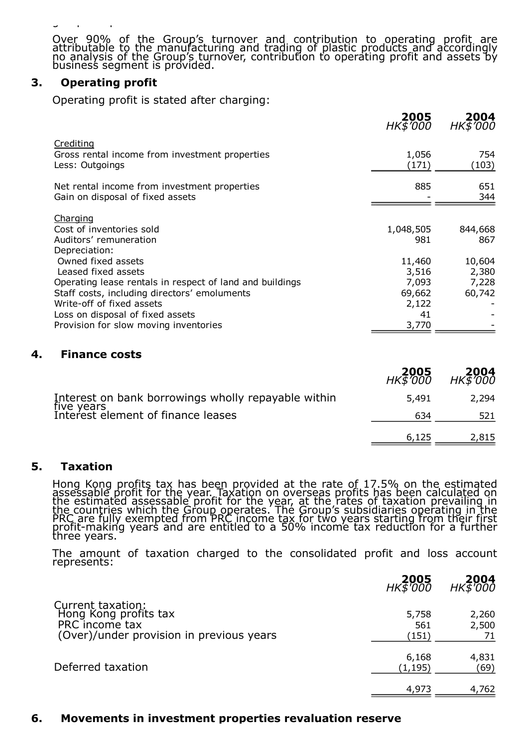Over 90% of the Group's turnover and contribution to operating profit are attributable to the manufacturing and trading of plastic products and accordingly no analysis of the Group's turnover, contribution to operating profit and assets by business segment is provided.

## 3. Operating profit

Operating profit is stated after charging:

| | 2005 *HK$'000* | 2004 *HK$'000* |
|---|---|---|
| Crediting | | |
| Gross rental income from investment properties | 1,056 | 754 |
| Less: Outgoings | (171) | (103) |
| Net rental income from investment properties | 885 | 651 |
| Gain on disposal of fixed assets | - | 344 |
| Charging | | |
| Cost of inventories sold | 1,048,505 | 844,668 |
| Auditors' remuneration | 981 | 867 |
| Depreciation: | | |
| Owned fixed assets | 11,460 | 10,604 |
| Leased fixed assets | 3,516 | 2,380 |
| Operating lease rentals in respect of land and buildings | 7,093 | 7,228 |
| Staff costs, including directors' emoluments | 69,662 | 60,742 |
| Write-off of fixed assets | 2,122 | - |
| Loss on disposal of fixed assets | 41 | - |
| Provision for slow moving inventories | 3,770 | - |

## 4. Finance costs

| | 2005 *HK$'000* | 2004 *HK$'000* |
|---|---|---|
| Interest on bank borrowings wholly repayable within five years | 5,491 | 2,294 |
| Interest element of finance leases | 634 | 521 |
| | 6,125 | 2,815 |

## 5. Taxation

Hong Kong profits tax has been provided at the rate of 17.5% on the estimated assessable profit for the year. Taxation on overseas profits has been calculated on the estimated assessable profit for the year, at the rates of taxation prevailing in the countries which the Group operates. The Group's subsidiaries operating in the PRC are fully exempted from PRC income tax for two years starting from their first profit-making years and are entitled to a 50% income tax reduction for a further three years.

The amount of taxation charged to the consolidated profit and loss account represents:

| | 2005 *HK$'000* | 2004 *HK$'000* |
|---|---|---|
| Current taxation: | | |
| Hong Kong profits tax | 5,758 | 2,260 |
| PRC income tax | 561 | 2,500 |
| (Over)/under provision in previous years | (151) | 71 |
| | 6,168 | 4,831 |
| Deferred taxation | (1,195) | (69) |
| | 4,973 | 4,762 |

## 6. Movements in investment properties revaluation reserve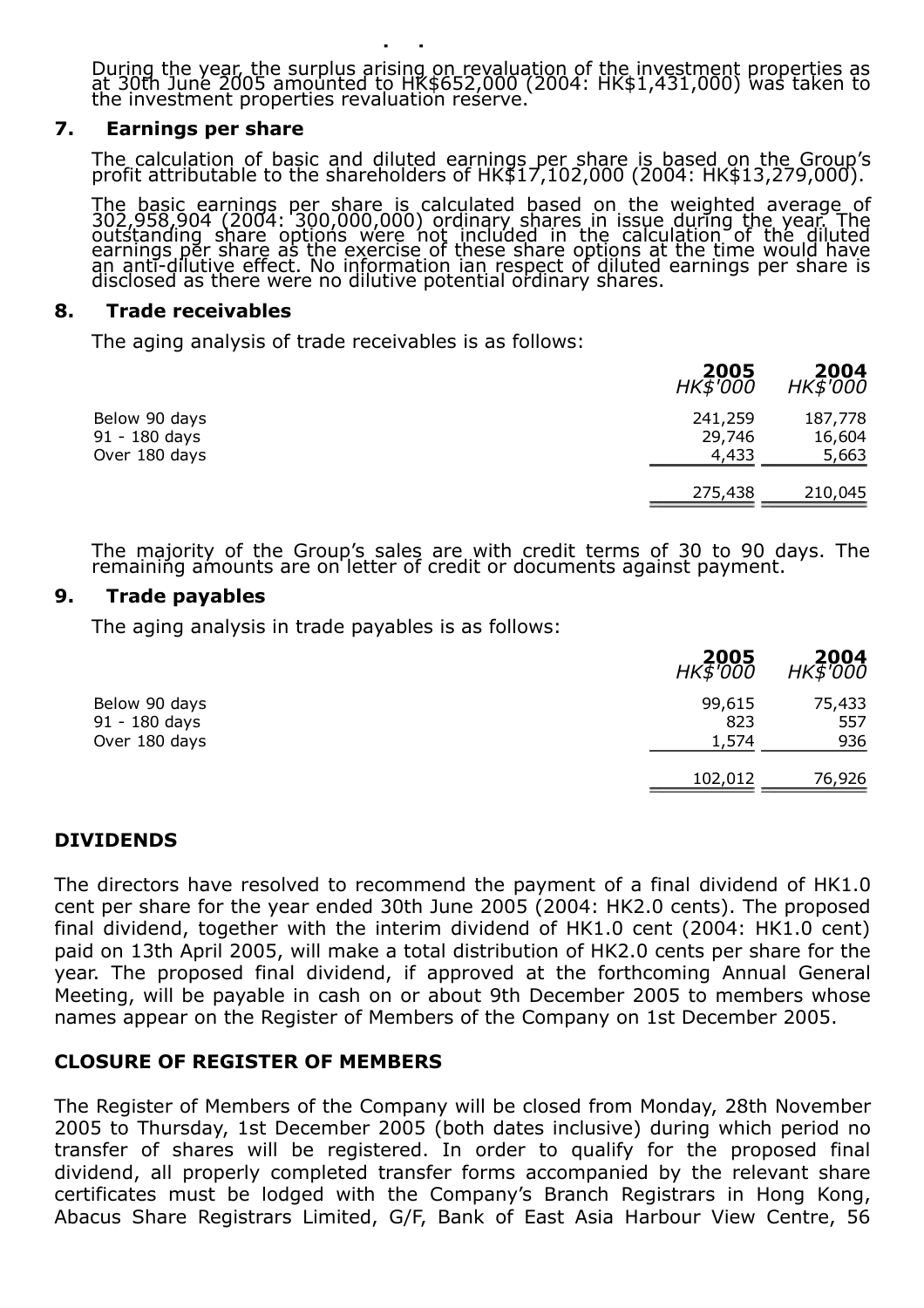During the year, the surplus arising on revaluation of the investment properties as at 30th June 2005 amounted to HK$652,000 (2004: HK$1,431,000) was taken to the investment properties revaluation reserve.

## 7. Earnings per share

The calculation of basic and diluted earnings per share is based on the Group's profit attributable to the shareholders of HK$17,102,000 (2004: HK$13,279,000).

The basic earnings per share is calculated based on the weighted average of 302,958,904 (2004: 300,000,000) ordinary shares in issue during the year. The outstanding share options were not included in the calculation of the diluted earnings per share as the exercise of these share options at the time would have an anti-dilutive effect. No information ian respect of diluted earnings per share is disclosed as there were no dilutive potential ordinary shares.

## 8. Trade receivables

The aging analysis of trade receivables is as follows:

| | **2005** *HK$'000* | **2004** *HK$'000* |
|---|---|---|
| Below 90 days | 241,259 | 187,778 |
| 91 - 180 days | 29,746 | 16,604 |
| Over 180 days | 4,433 | 5,663 |
| | 275,438 | 210,045 |

The majority of the Group's sales are with credit terms of 30 to 90 days. The remaining amounts are on letter of credit or documents against payment.

## 9. Trade payables

The aging analysis in trade payables is as follows:

| | **2005** *HK$'000* | **2004** *HK$'000* |
|---|---|---|
| Below 90 days | 99,615 | 75,433 |
| 91 - 180 days | 823 | 557 |
| Over 180 days | 1,574 | 936 |
| | 102,012 | 76,926 |

## DIVIDENDS

The directors have resolved to recommend the payment of a final dividend of HK1.0 cent per share for the year ended 30th June 2005 (2004: HK2.0 cents). The proposed final dividend, together with the interim dividend of HK1.0 cent (2004: HK1.0 cent) paid on 13th April 2005, will make a total distribution of HK2.0 cents per share for the year. The proposed final dividend, if approved at the forthcoming Annual General Meeting, will be payable in cash on or about 9th December 2005 to members whose names appear on the Register of Members of the Company on 1st December 2005.

## CLOSURE OF REGISTER OF MEMBERS

The Register of Members of the Company will be closed from Monday, 28th November 2005 to Thursday, 1st December 2005 (both dates inclusive) during which period no transfer of shares will be registered. In order to qualify for the proposed final dividend, all properly completed transfer forms accompanied by the relevant share certificates must be lodged with the Company's Branch Registrars in Hong Kong, Abacus Share Registrars Limited, G/F, Bank of East Asia Harbour View Centre, 56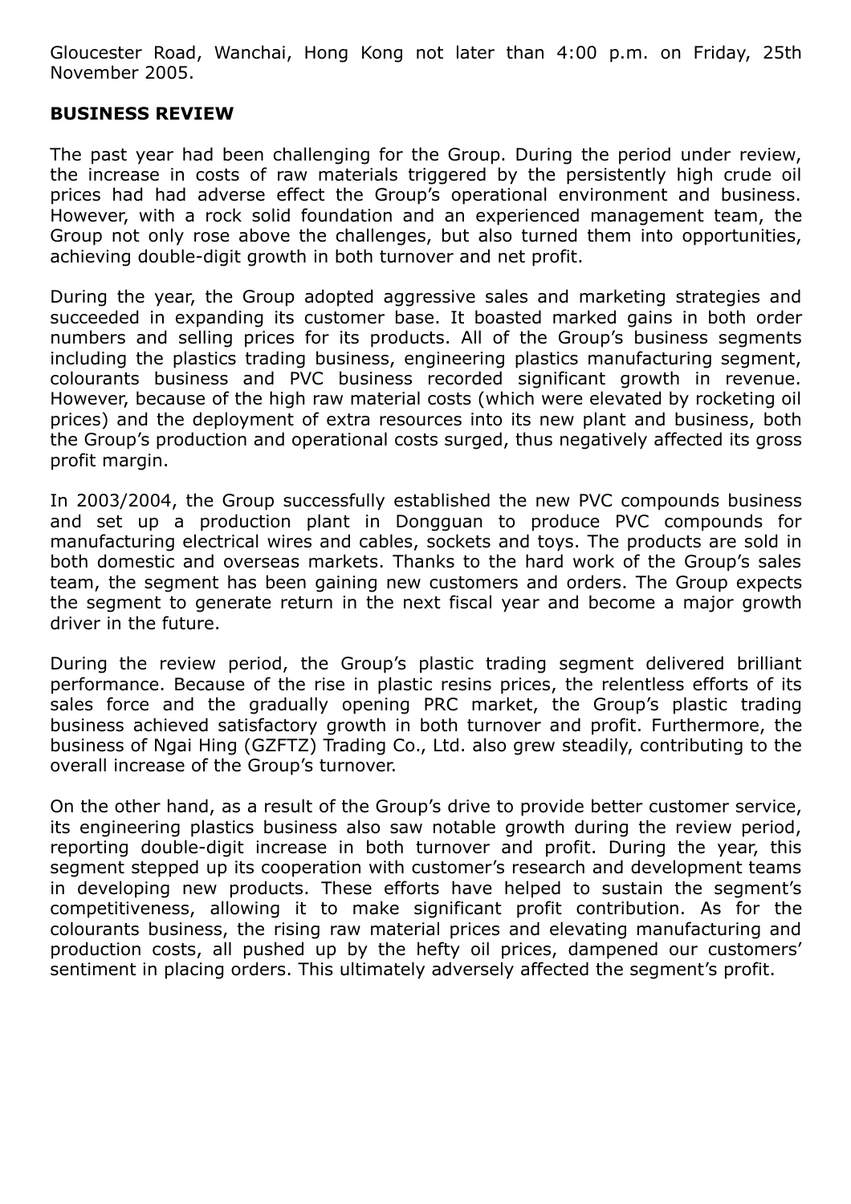Gloucester Road, Wanchai, Hong Kong not later than 4:00 p.m. on Friday, 25th November 2005.

## BUSINESS REVIEW

The past year had been challenging for the Group. During the period under review, the increase in costs of raw materials triggered by the persistently high crude oil prices had had adverse effect the Group's operational environment and business. However, with a rock solid foundation and an experienced management team, the Group not only rose above the challenges, but also turned them into opportunities, achieving double-digit growth in both turnover and net profit.

During the year, the Group adopted aggressive sales and marketing strategies and succeeded in expanding its customer base. It boasted marked gains in both order numbers and selling prices for its products. All of the Group's business segments including the plastics trading business, engineering plastics manufacturing segment, colourants business and PVC business recorded significant growth in revenue. However, because of the high raw material costs (which were elevated by rocketing oil prices) and the deployment of extra resources into its new plant and business, both the Group's production and operational costs surged, thus negatively affected its gross profit margin.

In 2003/2004, the Group successfully established the new PVC compounds business and set up a production plant in Dongguan to produce PVC compounds for manufacturing electrical wires and cables, sockets and toys. The products are sold in both domestic and overseas markets. Thanks to the hard work of the Group's sales team, the segment has been gaining new customers and orders. The Group expects the segment to generate return in the next fiscal year and become a major growth driver in the future.

During the review period, the Group's plastic trading segment delivered brilliant performance. Because of the rise in plastic resins prices, the relentless efforts of its sales force and the gradually opening PRC market, the Group's plastic trading business achieved satisfactory growth in both turnover and profit. Furthermore, the business of Ngai Hing (GZFTZ) Trading Co., Ltd. also grew steadily, contributing to the overall increase of the Group's turnover.

On the other hand, as a result of the Group's drive to provide better customer service, its engineering plastics business also saw notable growth during the review period, reporting double-digit increase in both turnover and profit. During the year, this segment stepped up its cooperation with customer's research and development teams in developing new products. These efforts have helped to sustain the segment's competitiveness, allowing it to make significant profit contribution. As for the colourants business, the rising raw material prices and elevating manufacturing and production costs, all pushed up by the hefty oil prices, dampened our customers' sentiment in placing orders. This ultimately adversely affected the segment's profit.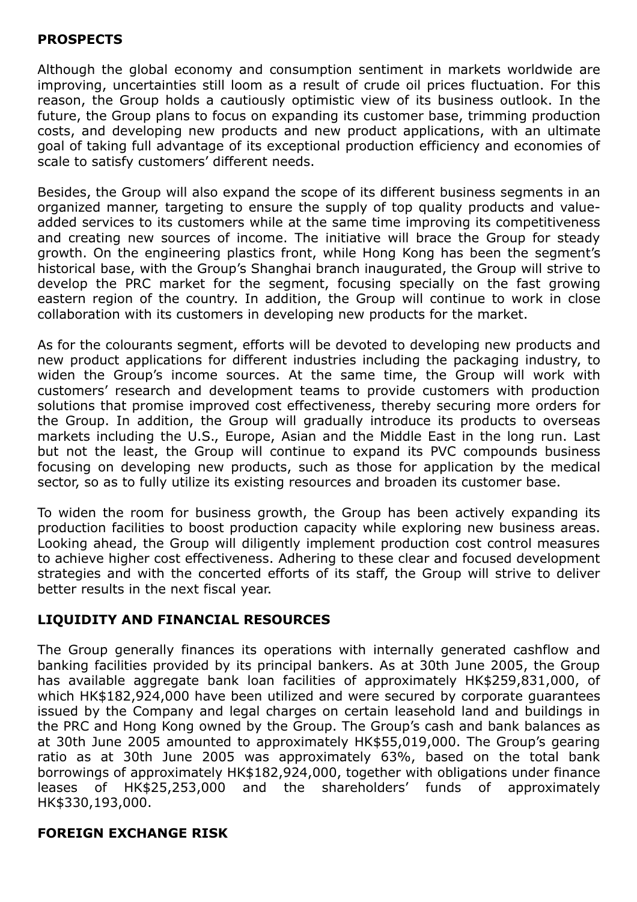## PROSPECTS

Although the global economy and consumption sentiment in markets worldwide are improving, uncertainties still loom as a result of crude oil prices fluctuation. For this reason, the Group holds a cautiously optimistic view of its business outlook. In the future, the Group plans to focus on expanding its customer base, trimming production costs, and developing new products and new product applications, with an ultimate goal of taking full advantage of its exceptional production efficiency and economies of scale to satisfy customers' different needs.

Besides, the Group will also expand the scope of its different business segments in an organized manner, targeting to ensure the supply of top quality products and value-added services to its customers while at the same time improving its competitiveness and creating new sources of income. The initiative will brace the Group for steady growth. On the engineering plastics front, while Hong Kong has been the segment's historical base, with the Group's Shanghai branch inaugurated, the Group will strive to develop the PRC market for the segment, focusing specially on the fast growing eastern region of the country. In addition, the Group will continue to work in close collaboration with its customers in developing new products for the market.

As for the colourants segment, efforts will be devoted to developing new products and new product applications for different industries including the packaging industry, to widen the Group's income sources. At the same time, the Group will work with customers' research and development teams to provide customers with production solutions that promise improved cost effectiveness, thereby securing more orders for the Group. In addition, the Group will gradually introduce its products to overseas markets including the U.S., Europe, Asian and the Middle East in the long run. Last but not the least, the Group will continue to expand its PVC compounds business focusing on developing new products, such as those for application by the medical sector, so as to fully utilize its existing resources and broaden its customer base.

To widen the room for business growth, the Group has been actively expanding its production facilities to boost production capacity while exploring new business areas. Looking ahead, the Group will diligently implement production cost control measures to achieve higher cost effectiveness. Adhering to these clear and focused development strategies and with the concerted efforts of its staff, the Group will strive to deliver better results in the next fiscal year.

## LIQUIDITY AND FINANCIAL RESOURCES

The Group generally finances its operations with internally generated cashflow and banking facilities provided by its principal bankers. As at 30th June 2005, the Group has available aggregate bank loan facilities of approximately HK$259,831,000, of which HK$182,924,000 have been utilized and were secured by corporate guarantees issued by the Company and legal charges on certain leasehold land and buildings in the PRC and Hong Kong owned by the Group. The Group's cash and bank balances as at 30th June 2005 amounted to approximately HK$55,019,000. The Group's gearing ratio as at 30th June 2005 was approximately 63%, based on the total bank borrowings of approximately HK$182,924,000, together with obligations under finance leases of HK$25,253,000 and the shareholders' funds of approximately HK$330,193,000.

## FOREIGN EXCHANGE RISK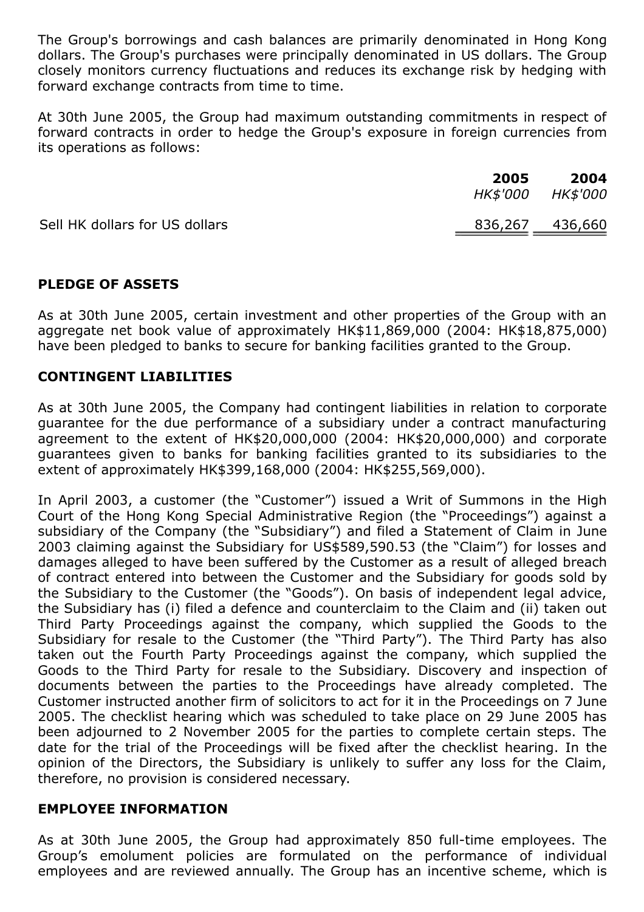The Group's borrowings and cash balances are primarily denominated in Hong Kong dollars. The Group's purchases were principally denominated in US dollars. The Group closely monitors currency fluctuations and reduces its exchange risk by hedging with forward exchange contracts from time to time.

At 30th June 2005, the Group had maximum outstanding commitments in respect of forward contracts in order to hedge the Group's exposure in foreign currencies from its operations as follows:

| | **2005** | **2004** |
|---|---|---|
| | *HK$'000* | *HK$'000* |
| Sell HK dollars for US dollars | 836,267 | 436,660 |

## PLEDGE OF ASSETS

As at 30th June 2005, certain investment and other properties of the Group with an aggregate net book value of approximately HK$11,869,000 (2004: HK$18,875,000) have been pledged to banks to secure for banking facilities granted to the Group.

## CONTINGENT LIABILITIES

As at 30th June 2005, the Company had contingent liabilities in relation to corporate guarantee for the due performance of a subsidiary under a contract manufacturing agreement to the extent of HK$20,000,000 (2004: HK$20,000,000) and corporate guarantees given to banks for banking facilities granted to its subsidiaries to the extent of approximately HK$399,168,000 (2004: HK$255,569,000).

In April 2003, a customer (the "Customer") issued a Writ of Summons in the High Court of the Hong Kong Special Administrative Region (the "Proceedings") against a subsidiary of the Company (the "Subsidiary") and filed a Statement of Claim in June 2003 claiming against the Subsidiary for US$589,590.53 (the "Claim") for losses and damages alleged to have been suffered by the Customer as a result of alleged breach of contract entered into between the Customer and the Subsidiary for goods sold by the Subsidiary to the Customer (the "Goods"). On basis of independent legal advice, the Subsidiary has (i) filed a defence and counterclaim to the Claim and (ii) taken out Third Party Proceedings against the company, which supplied the Goods to the Subsidiary for resale to the Customer (the "Third Party"). The Third Party has also taken out the Fourth Party Proceedings against the company, which supplied the Goods to the Third Party for resale to the Subsidiary. Discovery and inspection of documents between the parties to the Proceedings have already completed. The Customer instructed another firm of solicitors to act for it in the Proceedings on 7 June 2005. The checklist hearing which was scheduled to take place on 29 June 2005 has been adjourned to 2 November 2005 for the parties to complete certain steps. The date for the trial of the Proceedings will be fixed after the checklist hearing. In the opinion of the Directors, the Subsidiary is unlikely to suffer any loss for the Claim, therefore, no provision is considered necessary.

## EMPLOYEE INFORMATION

As at 30th June 2005, the Group had approximately 850 full-time employees. The Group's emolument policies are formulated on the performance of individual employees and are reviewed annually. The Group has an incentive scheme, which is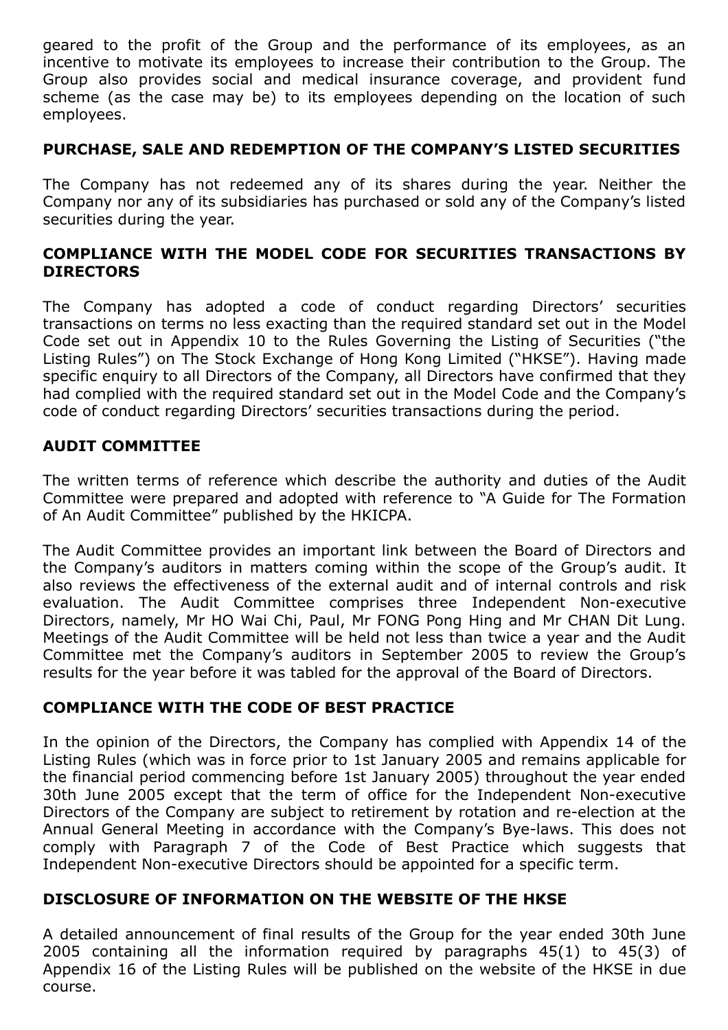geared to the profit of the Group and the performance of its employees, as an incentive to motivate its employees to increase their contribution to the Group. The Group also provides social and medical insurance coverage, and provident fund scheme (as the case may be) to its employees depending on the location of such employees.

## PURCHASE, SALE AND REDEMPTION OF THE COMPANY'S LISTED SECURITIES

The Company has not redeemed any of its shares during the year. Neither the Company nor any of its subsidiaries has purchased or sold any of the Company's listed securities during the year.

## COMPLIANCE WITH THE MODEL CODE FOR SECURITIES TRANSACTIONS BY DIRECTORS

The Company has adopted a code of conduct regarding Directors' securities transactions on terms no less exacting than the required standard set out in the Model Code set out in Appendix 10 to the Rules Governing the Listing of Securities ("the Listing Rules") on The Stock Exchange of Hong Kong Limited ("HKSE"). Having made specific enquiry to all Directors of the Company, all Directors have confirmed that they had complied with the required standard set out in the Model Code and the Company's code of conduct regarding Directors' securities transactions during the period.

## AUDIT COMMITTEE

The written terms of reference which describe the authority and duties of the Audit Committee were prepared and adopted with reference to "A Guide for The Formation of An Audit Committee" published by the HKICPA.

The Audit Committee provides an important link between the Board of Directors and the Company's auditors in matters coming within the scope of the Group's audit. It also reviews the effectiveness of the external audit and of internal controls and risk evaluation. The Audit Committee comprises three Independent Non-executive Directors, namely, Mr HO Wai Chi, Paul, Mr FONG Pong Hing and Mr CHAN Dit Lung. Meetings of the Audit Committee will be held not less than twice a year and the Audit Committee met the Company's auditors in September 2005 to review the Group's results for the year before it was tabled for the approval of the Board of Directors.

## COMPLIANCE WITH THE CODE OF BEST PRACTICE

In the opinion of the Directors, the Company has complied with Appendix 14 of the Listing Rules (which was in force prior to 1st January 2005 and remains applicable for the financial period commencing before 1st January 2005) throughout the year ended 30th June 2005 except that the term of office for the Independent Non-executive Directors of the Company are subject to retirement by rotation and re-election at the Annual General Meeting in accordance with the Company's Bye-laws. This does not comply with Paragraph 7 of the Code of Best Practice which suggests that Independent Non-executive Directors should be appointed for a specific term.

## DISCLOSURE OF INFORMATION ON THE WEBSITE OF THE HKSE

A detailed announcement of final results of the Group for the year ended 30th June 2005 containing all the information required by paragraphs 45(1) to 45(3) of Appendix 16 of the Listing Rules will be published on the website of the HKSE in due course.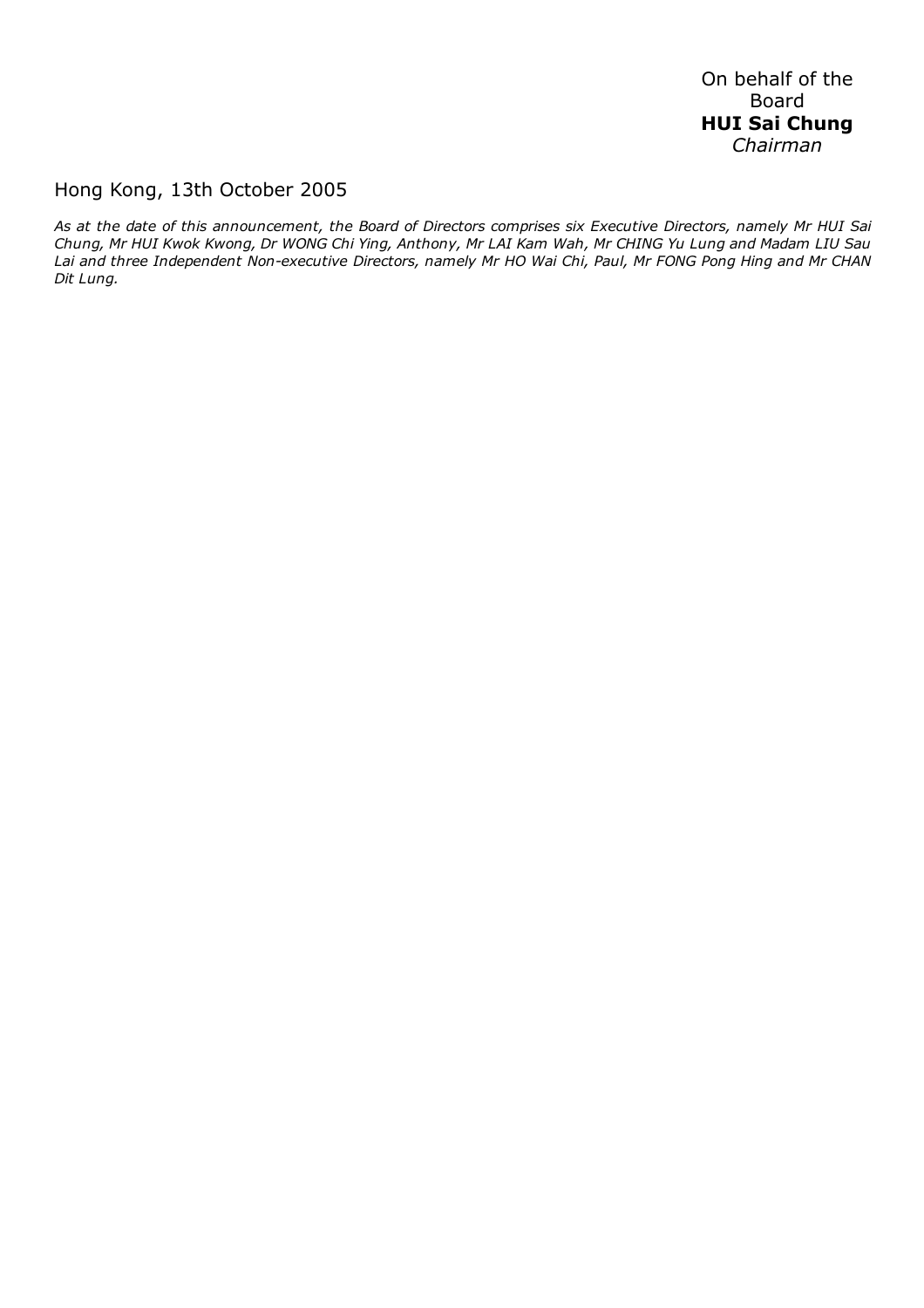On behalf of the Board
**HUI Sai Chung**
*Chairman*

Hong Kong, 13th October 2005

*As at the date of this announcement, the Board of Directors comprises six Executive Directors, namely Mr HUI Sai Chung, Mr HUI Kwok Kwong, Dr WONG Chi Ying, Anthony, Mr LAI Kam Wah, Mr CHING Yu Lung and Madam LIU Sau Lai and three Independent Non-executive Directors, namely Mr HO Wai Chi, Paul, Mr FONG Pong Hing and Mr CHAN Dit Lung.*